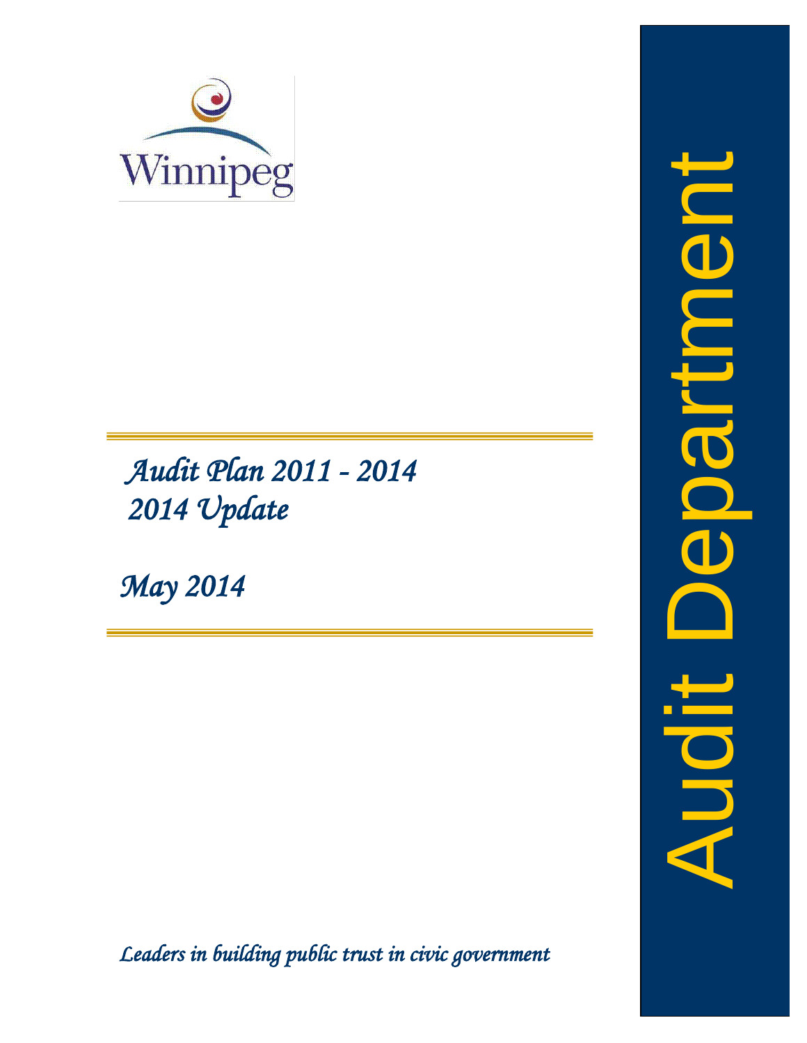Winnipeg

# *Audit Plan 2011 - 2014*
# *2014 Update*

*May 2014*

*Leaders in building public trust in civic government*

Audit Department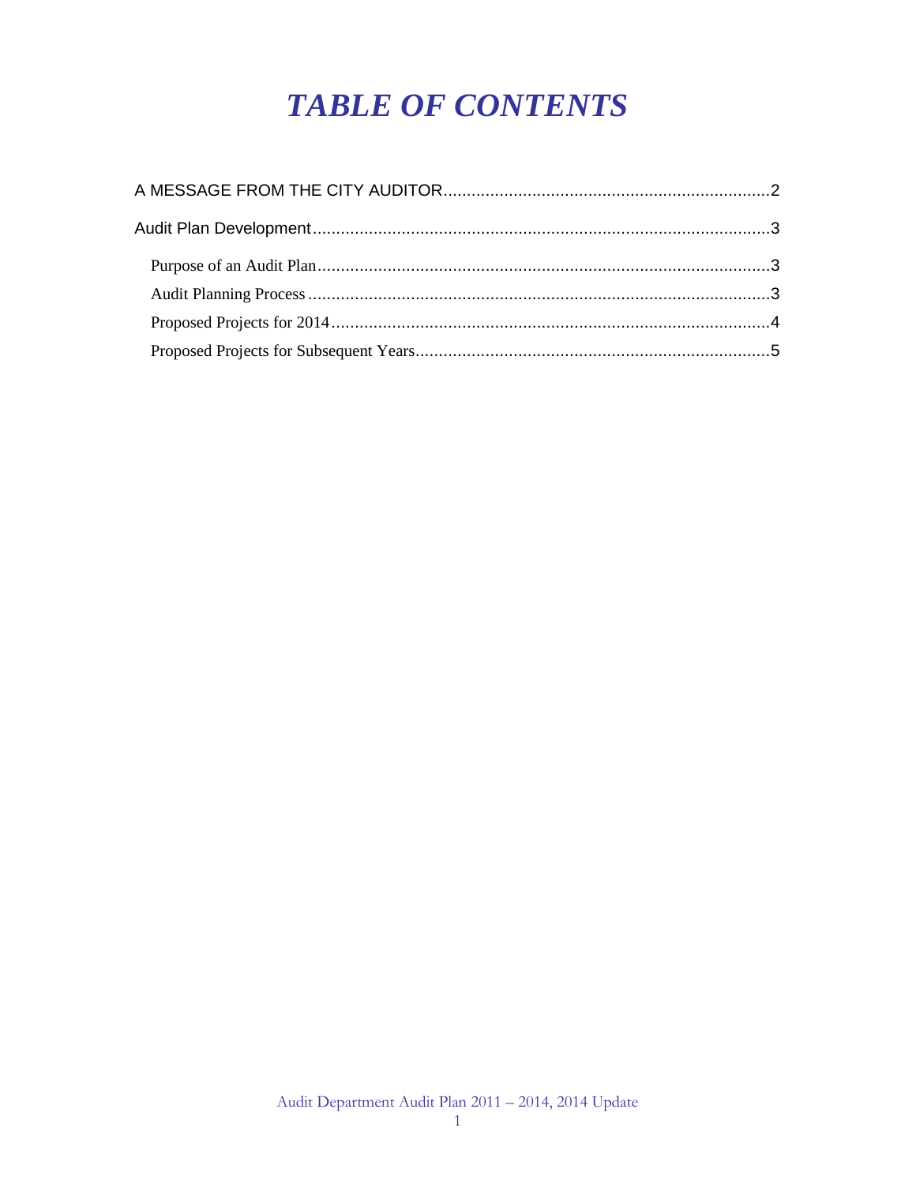# *TABLE OF CONTENTS*

A MESSAGE FROM THE CITY AUDITOR.....................................................................2

Audit Plan Development..................................................................................................3

Purpose of an Audit Plan.................................................................................................3

Audit Planning Process....................................................................................................3

Proposed Projects for 2014..............................................................................................4

Proposed Projects for Subsequent Years...........................................................................5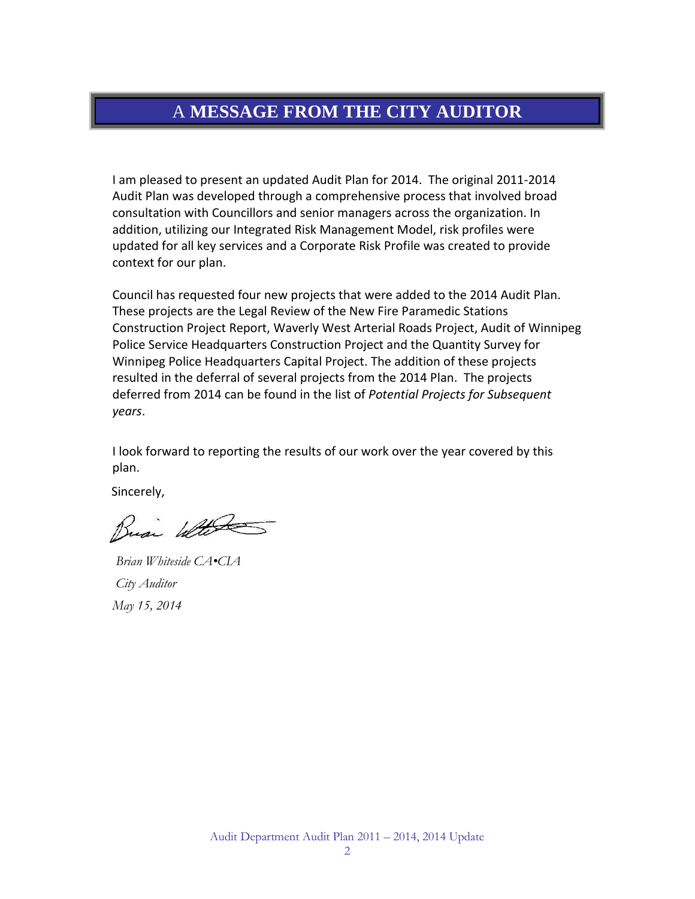# A MESSAGE FROM THE CITY AUDITOR

I am pleased to present an updated Audit Plan for 2014. The original 2011-2014 Audit Plan was developed through a comprehensive process that involved broad consultation with Councillors and senior managers across the organization. In addition, utilizing our Integrated Risk Management Model, risk profiles were updated for all key services and a Corporate Risk Profile was created to provide context for our plan.

Council has requested four new projects that were added to the 2014 Audit Plan. These projects are the Legal Review of the New Fire Paramedic Stations Construction Project Report, Waverly West Arterial Roads Project, Audit of Winnipeg Police Service Headquarters Construction Project and the Quantity Survey for Winnipeg Police Headquarters Capital Project. The addition of these projects resulted in the deferral of several projects from the 2014 Plan. The projects deferred from 2014 can be found in the list of *Potential Projects for Subsequent years*.

I look forward to reporting the results of our work over the year covered by this plan.

Sincerely,

*Brian Whiteside CA•CIA*

*City Auditor*

*May 15, 2014*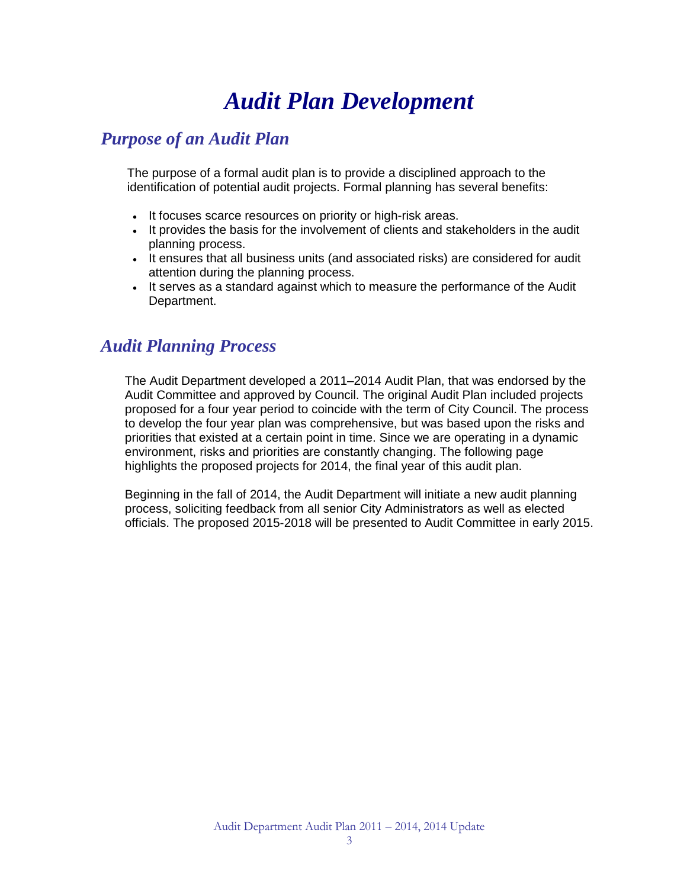# *Audit Plan Development*

## *Purpose of an Audit Plan*

The purpose of a formal audit plan is to provide a disciplined approach to the identification of potential audit projects. Formal planning has several benefits:

- It focuses scarce resources on priority or high-risk areas.
- It provides the basis for the involvement of clients and stakeholders in the audit planning process.
- It ensures that all business units (and associated risks) are considered for audit attention during the planning process.
- It serves as a standard against which to measure the performance of the Audit Department.

## *Audit Planning Process*

The Audit Department developed a 2011–2014 Audit Plan, that was endorsed by the Audit Committee and approved by Council. The original Audit Plan included projects proposed for a four year period to coincide with the term of City Council. The process to develop the four year plan was comprehensive, but was based upon the risks and priorities that existed at a certain point in time. Since we are operating in a dynamic environment, risks and priorities are constantly changing. The following page highlights the proposed projects for 2014, the final year of this audit plan.

Beginning in the fall of 2014, the Audit Department will initiate a new audit planning process, soliciting feedback from all senior City Administrators as well as elected officials. The proposed 2015-2018 will be presented to Audit Committee in early 2015.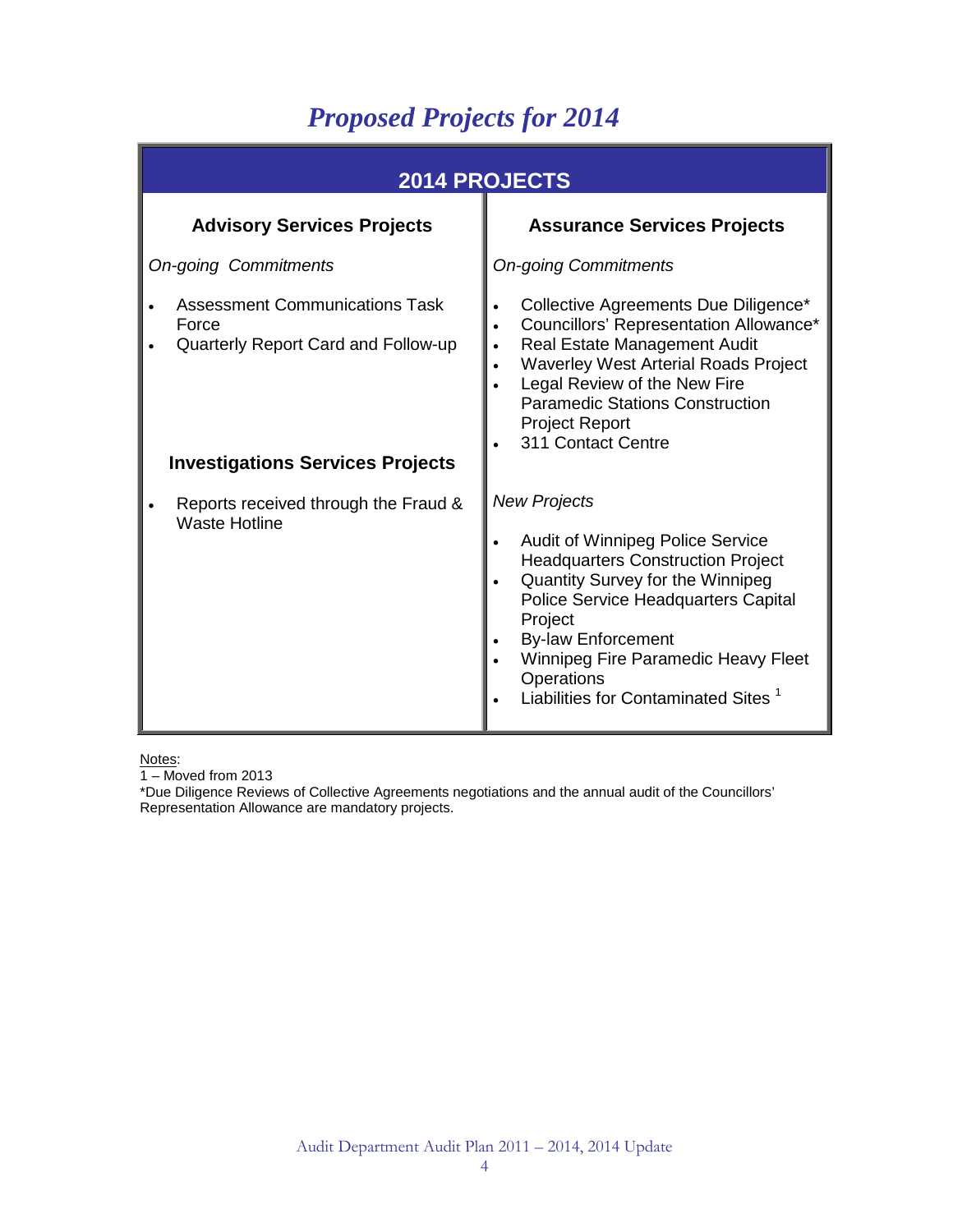# Proposed Projects for 2014

## 2014 PROJECTS

### Advisory Services Projects

*On-going Commitments*

- Assessment Communications Task Force
- Quarterly Report Card and Follow-up

### Investigations Services Projects

- Reports received through the Fraud & Waste Hotline

### Assurance Services Projects

*On-going Commitments*

- Collective Agreements Due Diligence*
- Councillors' Representation Allowance*
- Real Estate Management Audit
- Waverley West Arterial Roads Project
- Legal Review of the New Fire Paramedic Stations Construction Project Report
- 311 Contact Centre

*New Projects*

- Audit of Winnipeg Police Service Headquarters Construction Project
- Quantity Survey for the Winnipeg Police Service Headquarters Capital Project
- By-law Enforcement
- Winnipeg Fire Paramedic Heavy Fleet Operations
- Liabilities for Contaminated Sites [1]

Notes:

1 – Moved from 2013

*Due Diligence Reviews of Collective Agreements negotiations and the annual audit of the Councillors' Representation Allowance are mandatory projects.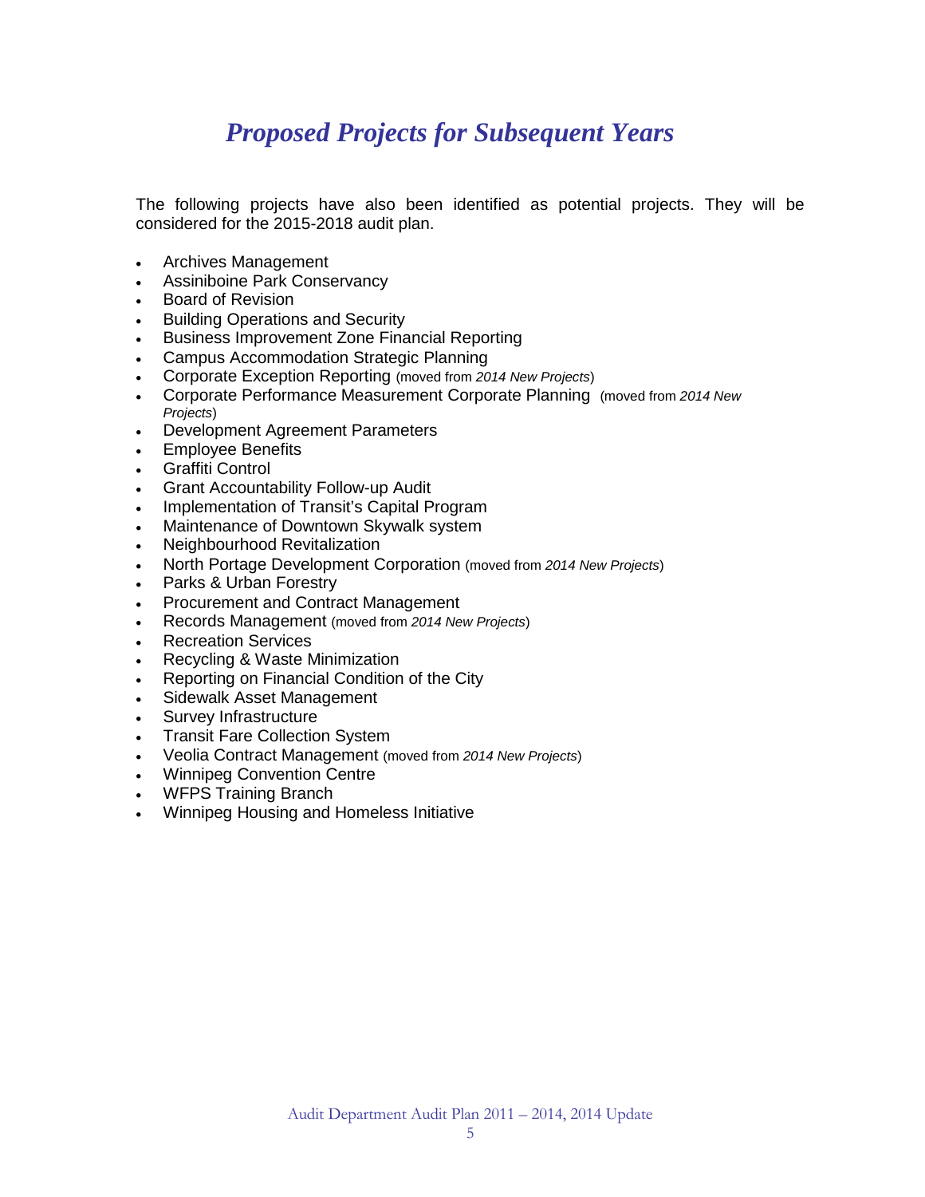# *Proposed Projects for Subsequent Years*

The following projects have also been identified as potential projects. They will be considered for the 2015-2018 audit plan.

- Archives Management
- Assiniboine Park Conservancy
- Board of Revision
- Building Operations and Security
- Business Improvement Zone Financial Reporting
- Campus Accommodation Strategic Planning
- Corporate Exception Reporting (moved from *2014 New Projects*)
- Corporate Performance Measurement Corporate Planning (moved from *2014 New Projects*)
- Development Agreement Parameters
- Employee Benefits
- Graffiti Control
- Grant Accountability Follow-up Audit
- Implementation of Transit's Capital Program
- Maintenance of Downtown Skywalk system
- Neighbourhood Revitalization
- North Portage Development Corporation (moved from *2014 New Projects*)
- Parks & Urban Forestry
- Procurement and Contract Management
- Records Management (moved from *2014 New Projects*)
- Recreation Services
- Recycling & Waste Minimization
- Reporting on Financial Condition of the City
- Sidewalk Asset Management
- Survey Infrastructure
- Transit Fare Collection System
- Veolia Contract Management (moved from *2014 New Projects*)
- Winnipeg Convention Centre
- WFPS Training Branch
- Winnipeg Housing and Homeless Initiative